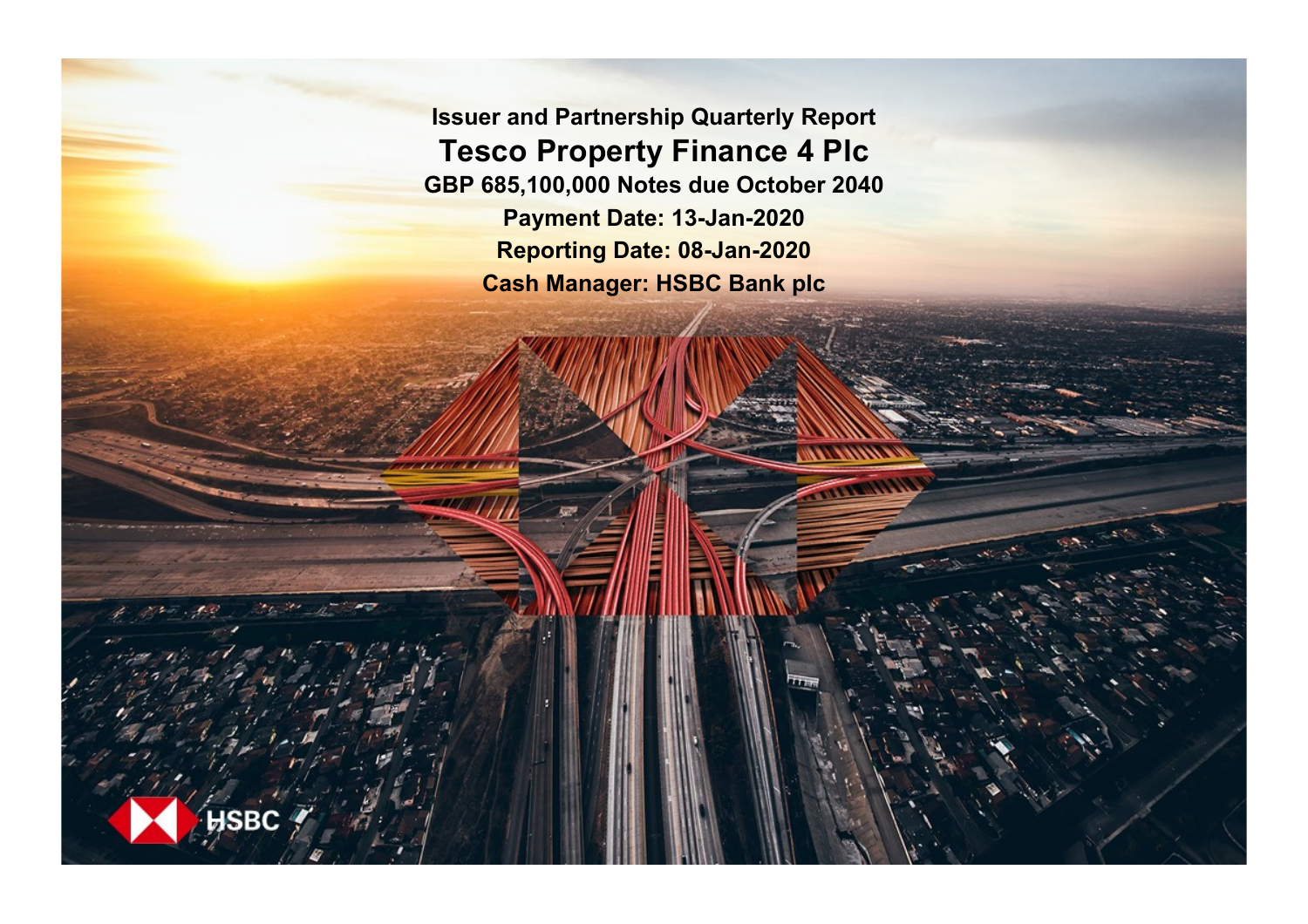# Issuer and Partnership Quarterly Report

# Tesco Property Finance 4 Plc

**GBP 685,100,000 Notes due October 2040**

**Payment Date: 13-Jan-2020**

**Reporting Date: 08-Jan-2020**

**Cash Manager: HSBC Bank plc**

HSBC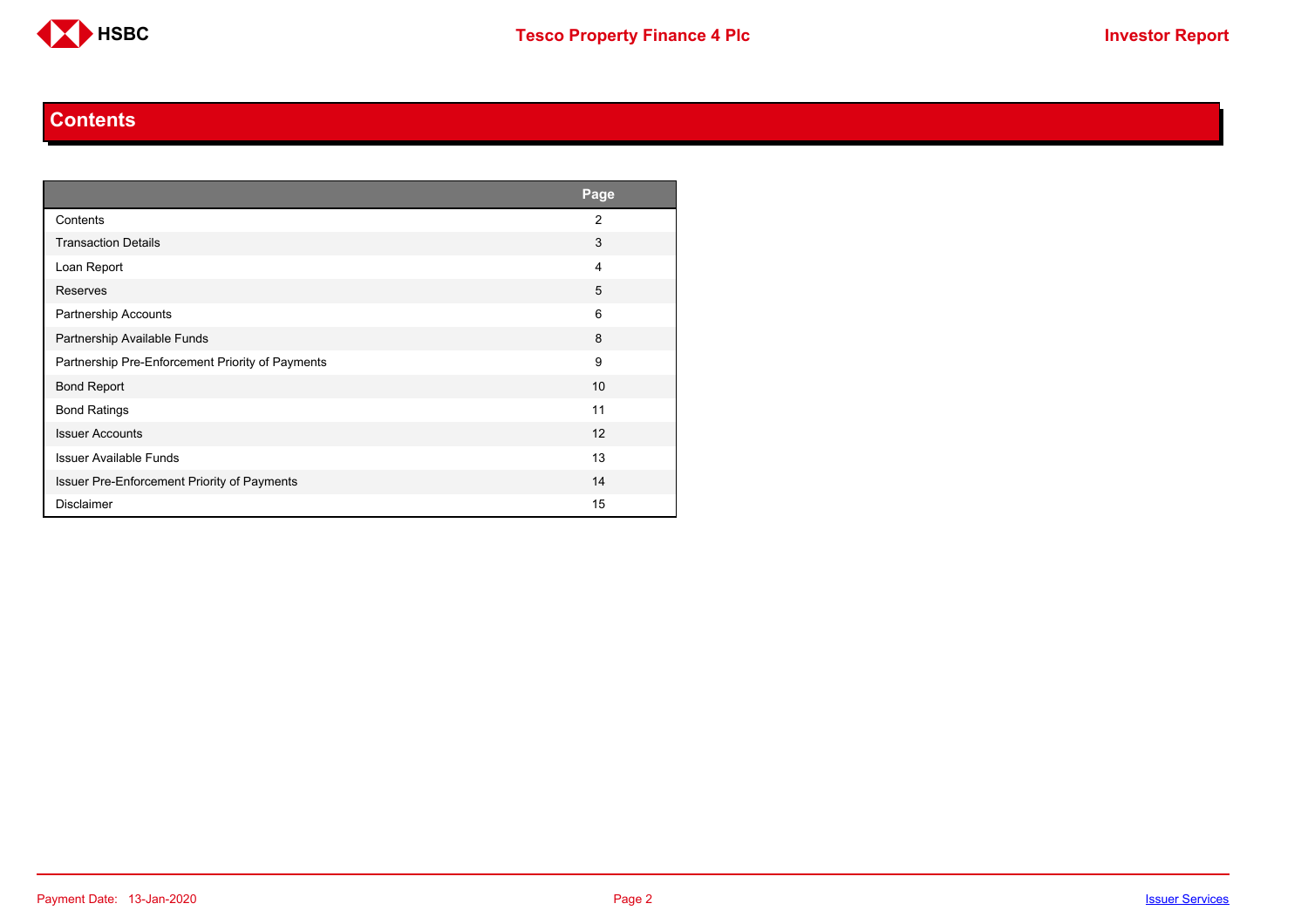# Contents

| | Page |
|---|---|
| Contents | 2 |
| Transaction Details | 3 |
| Loan Report | 4 |
| Reserves | 5 |
| Partnership Accounts | 6 |
| Partnership Available Funds | 8 |
| Partnership Pre-Enforcement Priority of Payments | 9 |
| Bond Report | 10 |
| Bond Ratings | 11 |
| Issuer Accounts | 12 |
| Issuer Available Funds | 13 |
| Issuer Pre-Enforcement Priority of Payments | 14 |
| Disclaimer | 15 |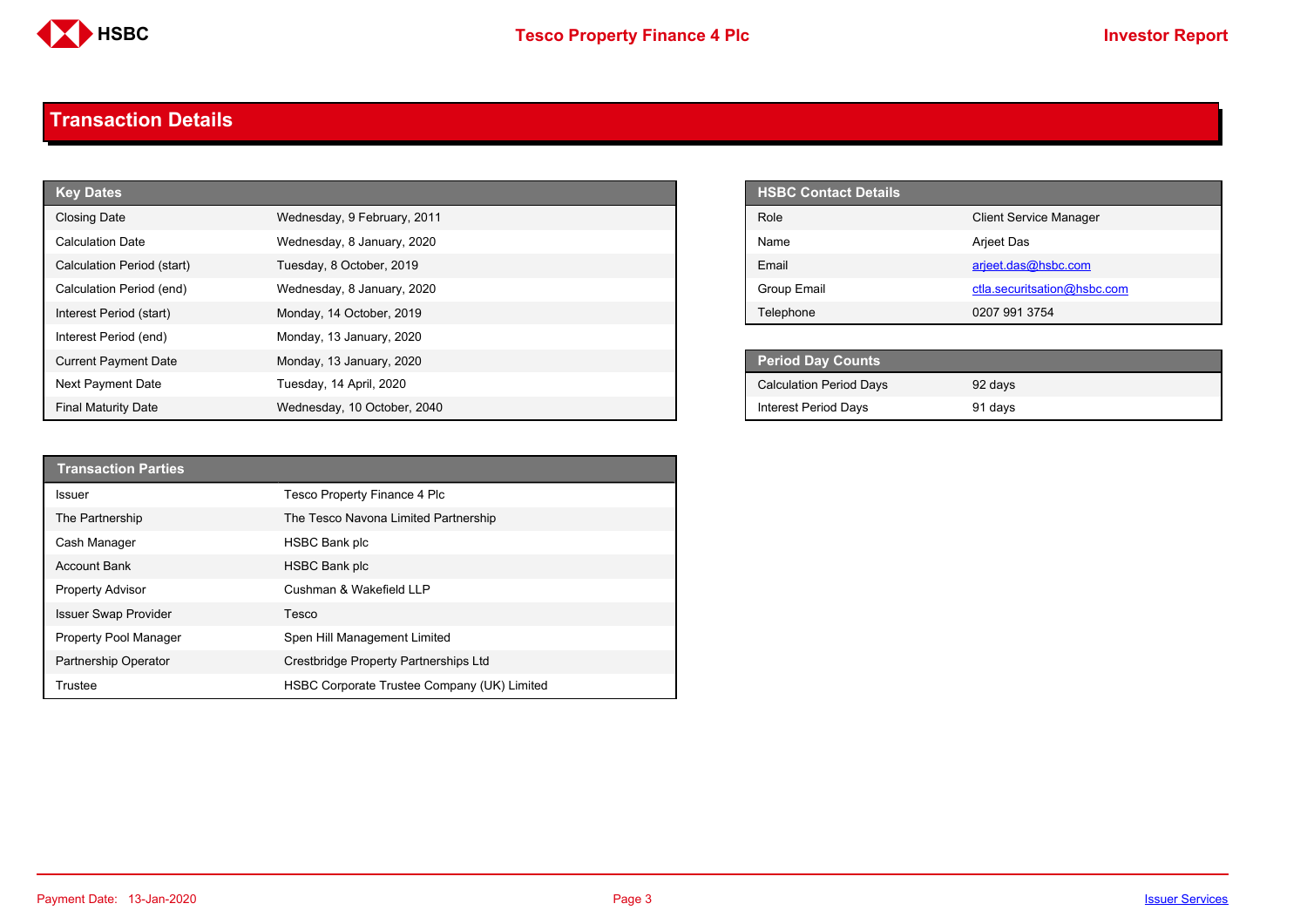# Transaction Details

| Key Dates | |
|---|---|
| Closing Date | Wednesday, 9 February, 2011 |
| Calculation Date | Wednesday, 8 January, 2020 |
| Calculation Period (start) | Tuesday, 8 October, 2019 |
| Calculation Period (end) | Wednesday, 8 January, 2020 |
| Interest Period (start) | Monday, 14 October, 2019 |
| Interest Period (end) | Monday, 13 January, 2020 |
| Current Payment Date | Monday, 13 January, 2020 |
| Next Payment Date | Tuesday, 14 April, 2020 |
| Final Maturity Date | Wednesday, 10 October, 2040 |

| HSBC Contact Details | |
|---|---|
| Role | Client Service Manager |
| Name | Arjeet Das |
| Email | arjeet.das@hsbc.com |
| Group Email | ctla.securitsation@hsbc.com |
| Telephone | 0207 991 3754 |

| Period Day Counts | |
|---|---|
| Calculation Period Days | 92 days |
| Interest Period Days | 91 days |

| Transaction Parties | |
|---|---|
| Issuer | Tesco Property Finance 4 Plc |
| The Partnership | The Tesco Navona Limited Partnership |
| Cash Manager | HSBC Bank plc |
| Account Bank | HSBC Bank plc |
| Property Advisor | Cushman & Wakefield LLP |
| Issuer Swap Provider | Tesco |
| Property Pool Manager | Spen Hill Management Limited |
| Partnership Operator | Crestbridge Property Partnerships Ltd |
| Trustee | HSBC Corporate Trustee Company (UK) Limited |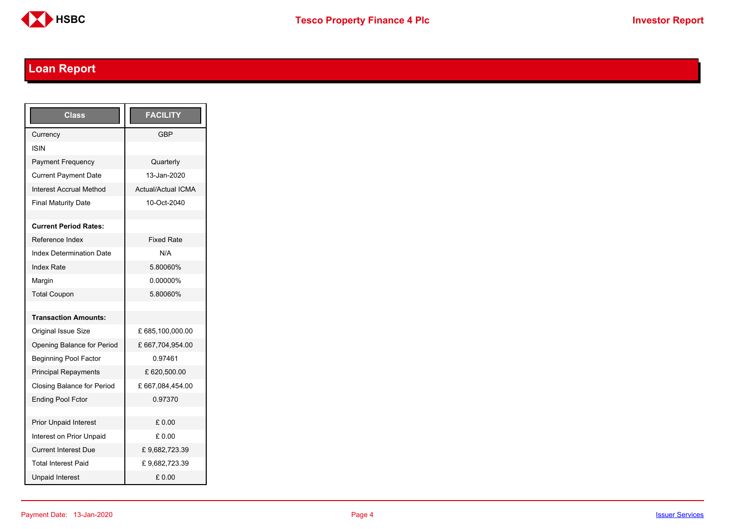## Loan Report

| Class | FACILITY |
|---|---|
| Currency | GBP |
| ISIN | |
| Payment Frequency | Quarterly |
| Current Payment Date | 13-Jan-2020 |
| Interest Accrual Method | Actual/Actual ICMA |
| Final Maturity Date | 10-Oct-2040 |
| | |
| **Current Period Rates:** | |
| Reference Index | Fixed Rate |
| Index Determination Date | N/A |
| Index Rate | 5.80060% |
| Margin | 0.00000% |
| Total Coupon | 5.80060% |
| | |
| **Transaction Amounts:** | |
| Original Issue Size | £ 685,100,000.00 |
| Opening Balance for Period | £ 667,704,954.00 |
| Beginning Pool Factor | 0.97461 |
| Principal Repayments | £ 620,500.00 |
| Closing Balance for Period | £ 667,084,454.00 |
| Ending Pool Fctor | 0.97370 |
| | |
| Prior Unpaid Interest | £ 0.00 |
| Interest on Prior Unpaid | £ 0.00 |
| Current Interest Due | £ 9,682,723.39 |
| Total Interest Paid | £ 9,682,723.39 |
| Unpaid Interest | £ 0.00 |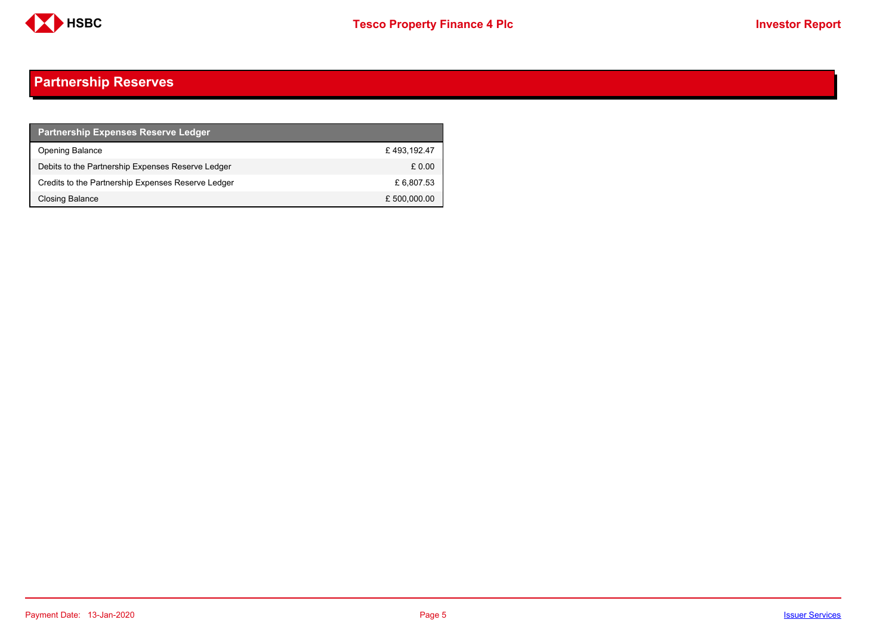## Partnership Reserves

| Partnership Expenses Reserve Ledger | |
|---|---|
| Opening Balance | £ 493,192.47 |
| Debits to the Partnership Expenses Reserve Ledger | £ 0.00 |
| Credits to the Partnership Expenses Reserve Ledger | £ 6,807.53 |
| Closing Balance | £ 500,000.00 |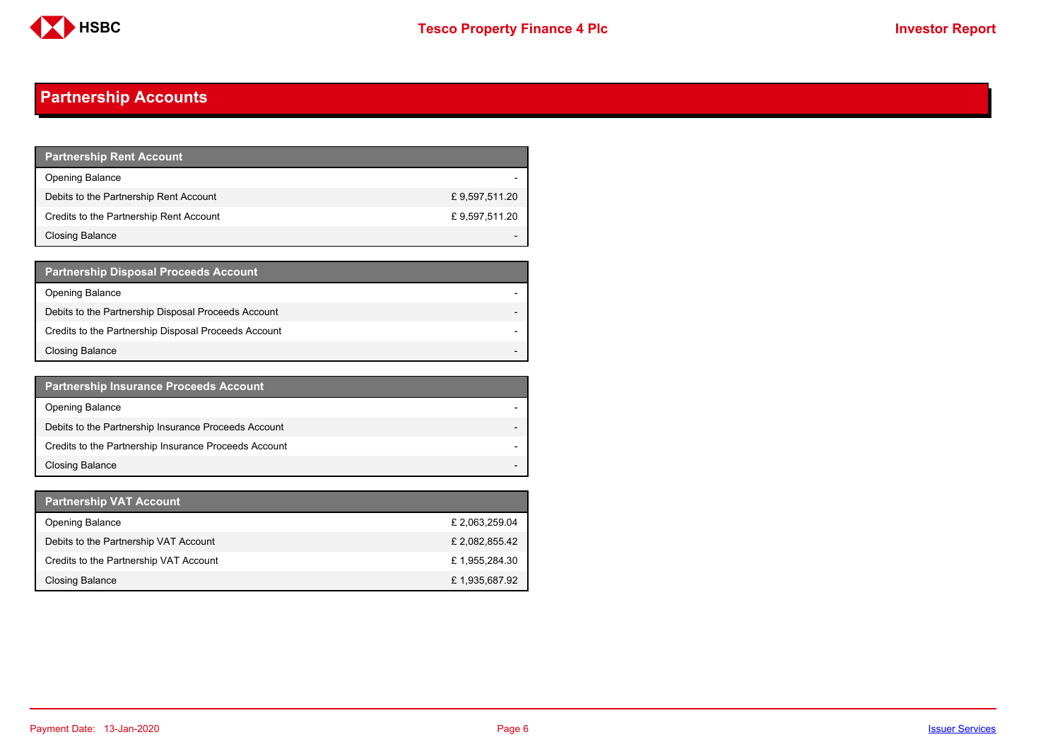# Partnership Accounts

| Partnership Rent Account | |
|---|---|
| Opening Balance | - |
| Debits to the Partnership Rent Account | £ 9,597,511.20 |
| Credits to the Partnership Rent Account | £ 9,597,511.20 |
| Closing Balance | - |

| Partnership Disposal Proceeds Account | |
|---|---|
| Opening Balance | - |
| Debits to the Partnership Disposal Proceeds Account | - |
| Credits to the Partnership Disposal Proceeds Account | - |
| Closing Balance | - |

| Partnership Insurance Proceeds Account | |
|---|---|
| Opening Balance | - |
| Debits to the Partnership Insurance Proceeds Account | - |
| Credits to the Partnership Insurance Proceeds Account | - |
| Closing Balance | - |

| Partnership VAT Account | |
|---|---|
| Opening Balance | £ 2,063,259.04 |
| Debits to the Partnership VAT Account | £ 2,082,855.42 |
| Credits to the Partnership VAT Account | £ 1,955,284.30 |
| Closing Balance | £ 1,935,687.92 |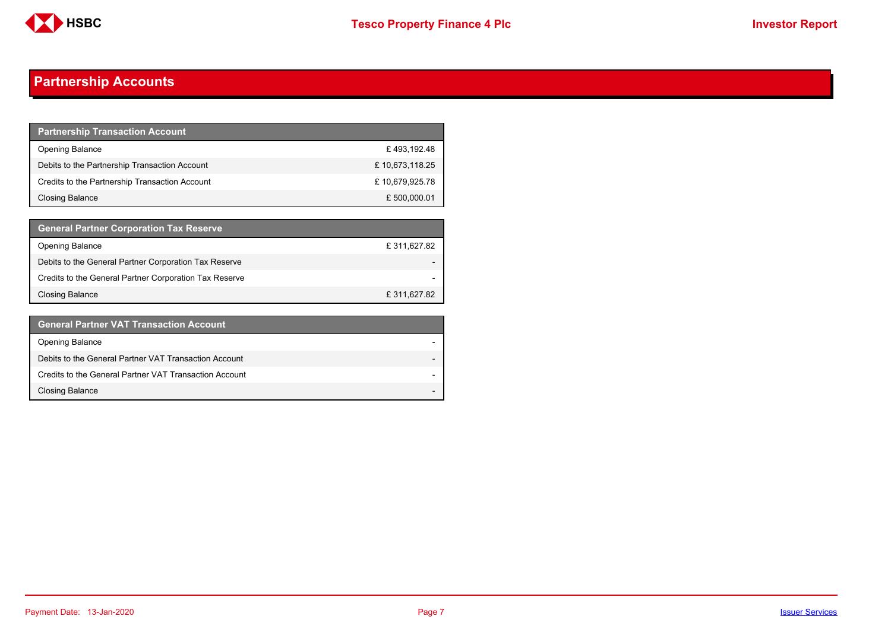## Partnership Accounts

| Partnership Transaction Account | |
|---|---|
| Opening Balance | £ 493,192.48 |
| Debits to the Partnership Transaction Account | £ 10,673,118.25 |
| Credits to the Partnership Transaction Account | £ 10,679,925.78 |
| Closing Balance | £ 500,000.01 |

| General Partner Corporation Tax Reserve | |
|---|---|
| Opening Balance | £ 311,627.82 |
| Debits to the General Partner Corporation Tax Reserve | - |
| Credits to the General Partner Corporation Tax Reserve | - |
| Closing Balance | £ 311,627.82 |

| General Partner VAT Transaction Account | |
|---|---|
| Opening Balance | - |
| Debits to the General Partner VAT Transaction Account | - |
| Credits to the General Partner VAT Transaction Account | - |
| Closing Balance | - |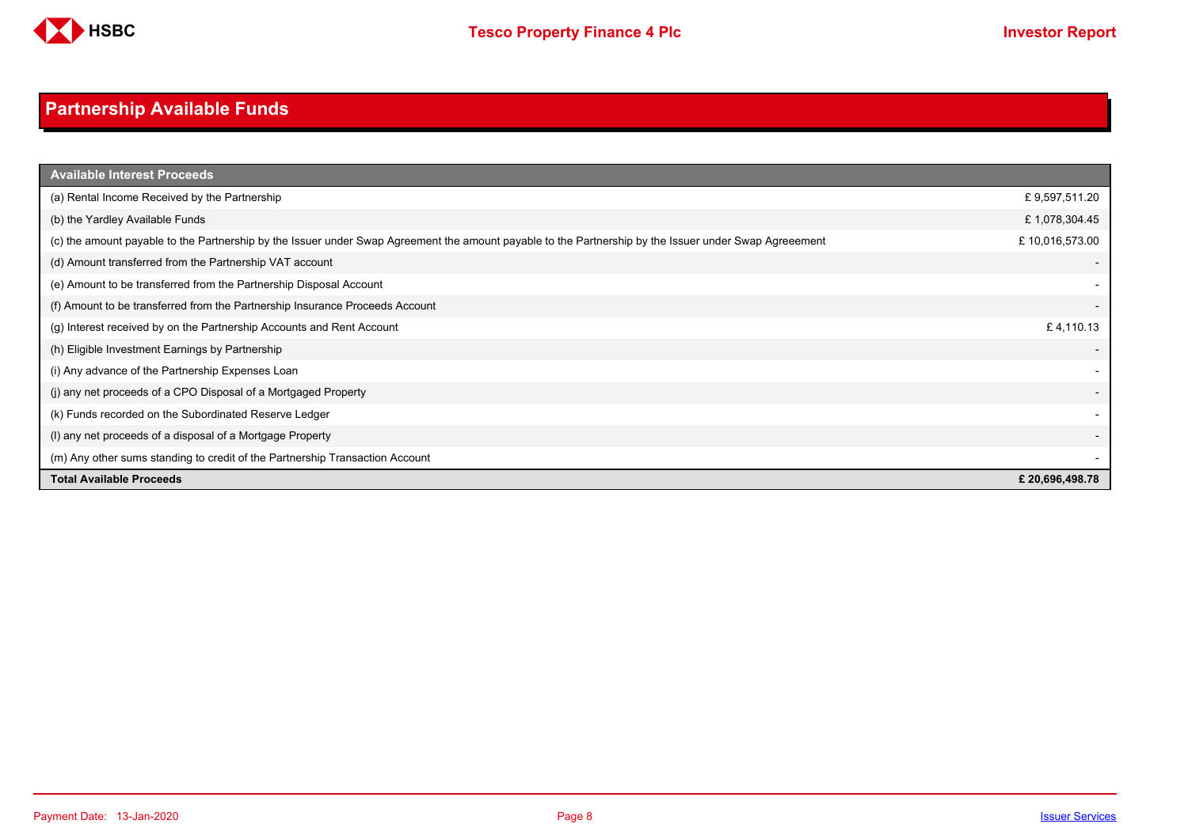# Partnership Available Funds

| Available Interest Proceeds | |
|---|---|
| (a) Rental Income Received by the Partnership | £ 9,597,511.20 |
| (b) the Yardley Available Funds | £ 1,078,304.45 |
| (c) the amount payable to the Partnership by the Issuer under Swap Agreement the amount payable to the Partnership by the Issuer under Swap Agreeement | £ 10,016,573.00 |
| (d) Amount transferred from the Partnership VAT account | - |
| (e) Amount to be transferred from the Partnership Disposal Account | - |
| (f) Amount to be transferred from the Partnership Insurance Proceeds Account | - |
| (g) Interest received by on the Partnership Accounts and Rent Account | £ 4,110.13 |
| (h) Eligible Investment Earnings by Partnership | - |
| (i) Any advance of the Partnership Expenses Loan | - |
| (j) any net proceeds of a CPO Disposal of a Mortgaged Property | - |
| (k) Funds recorded on the Subordinated Reserve Ledger | - |
| (l) any net proceeds of a disposal of a Mortgage Property | - |
| (m) Any other sums standing to credit of the Partnership Transaction Account | - |
| **Total Available Proceeds** | **£ 20,696,498.78** |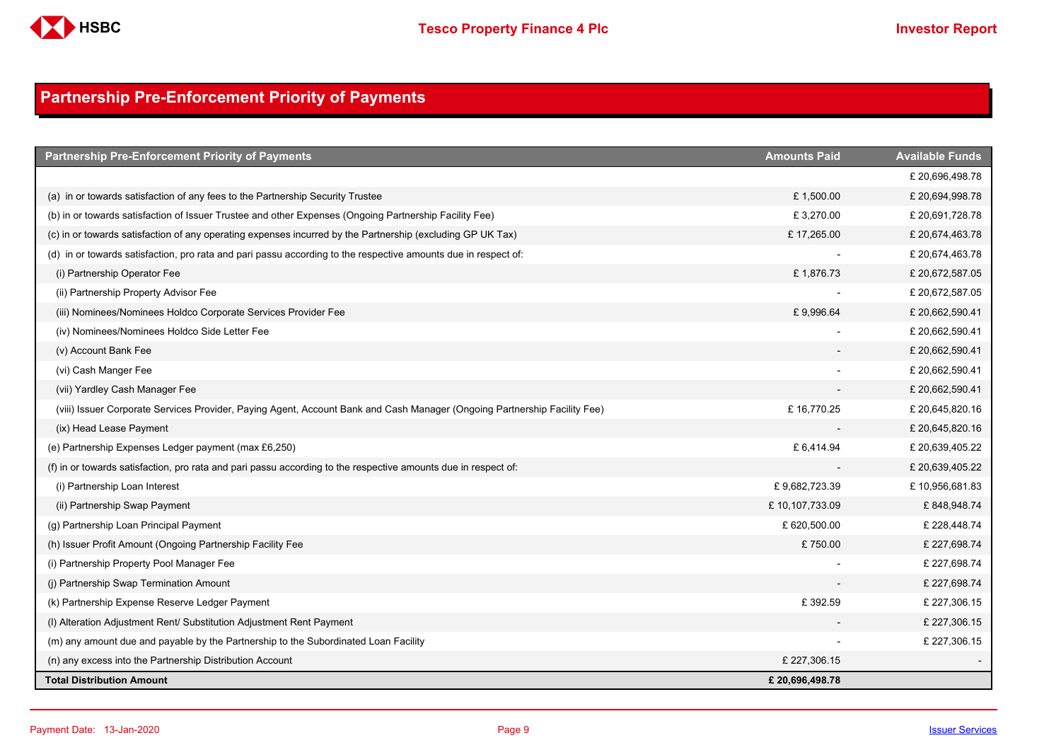## Partnership Pre-Enforcement Priority of Payments

| Partnership Pre-Enforcement Priority of Payments | Amounts Paid | Available Funds |
|---|---|---|
| | | £ 20,696,498.78 |
| (a) in or towards satisfaction of any fees to the Partnership Security Trustee | £ 1,500.00 | £ 20,694,998.78 |
| (b) in or towards satisfaction of Issuer Trustee and other Expenses (Ongoing Partnership Facility Fee) | £ 3,270.00 | £ 20,691,728.78 |
| (c) in or towards satisfaction of any operating expenses incurred by the Partnership (excluding GP UK Tax) | £ 17,265.00 | £ 20,674,463.78 |
| (d) in or towards satisfaction, pro rata and pari passu according to the respective amounts due in respect of: | - | £ 20,674,463.78 |
| (i) Partnership Operator Fee | £ 1,876.73 | £ 20,672,587.05 |
| (ii) Partnership Property Advisor Fee | - | £ 20,672,587.05 |
| (iii) Nominees/Nominees Holdco Corporate Services Provider Fee | £ 9,996.64 | £ 20,662,590.41 |
| (iv) Nominees/Nominees Holdco Side Letter Fee | - | £ 20,662,590.41 |
| (v) Account Bank Fee | - | £ 20,662,590.41 |
| (vi) Cash Manger Fee | - | £ 20,662,590.41 |
| (vii) Yardley Cash Manager Fee | - | £ 20,662,590.41 |
| (viii) Issuer Corporate Services Provider, Paying Agent, Account Bank and Cash Manager (Ongoing Partnership Facility Fee) | £ 16,770.25 | £ 20,645,820.16 |
| (ix) Head Lease Payment | - | £ 20,645,820.16 |
| (e) Partnership Expenses Ledger payment (max £6,250) | £ 6,414.94 | £ 20,639,405.22 |
| (f) in or towards satisfaction, pro rata and pari passu according to the respective amounts due in respect of: | - | £ 20,639,405.22 |
| (i) Partnership Loan Interest | £ 9,682,723.39 | £ 10,956,681.83 |
| (ii) Partnership Swap Payment | £ 10,107,733.09 | £ 848,948.74 |
| (g) Partnership Loan Principal Payment | £ 620,500.00 | £ 228,448.74 |
| (h) Issuer Profit Amount (Ongoing Partnership Facility Fee | £ 750.00 | £ 227,698.74 |
| (i) Partnership Property Pool Manager Fee | - | £ 227,698.74 |
| (j) Partnership Swap Termination Amount | - | £ 227,698.74 |
| (k) Partnership Expense Reserve Ledger Payment | £ 392.59 | £ 227,306.15 |
| (l) Alteration Adjustment Rent/ Substitution Adjustment Rent Payment | - | £ 227,306.15 |
| (m) any amount due and payable by the Partnership to the Subordinated Loan Facility | - | £ 227,306.15 |
| (n) any excess into the Partnership Distribution Account | £ 227,306.15 | - |
| **Total Distribution Amount** | **£ 20,696,498.78** | |

Payment Date: 13-Jan-2020

Issuer Services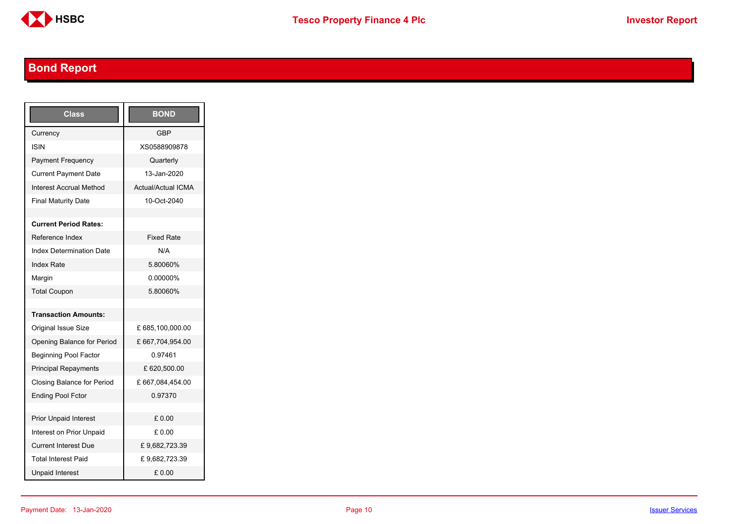## Bond Report

| Class | BOND |
|---|---|
| Currency | GBP |
| ISIN | XS0588909878 |
| Payment Frequency | Quarterly |
| Current Payment Date | 13-Jan-2020 |
| Interest Accrual Method | Actual/Actual ICMA |
| Final Maturity Date | 10-Oct-2040 |
| | |
| **Current Period Rates:** | |
| Reference Index | Fixed Rate |
| Index Determination Date | N/A |
| Index Rate | 5.80060% |
| Margin | 0.00000% |
| Total Coupon | 5.80060% |
| | |
| **Transaction Amounts:** | |
| Original Issue Size | £ 685,100,000.00 |
| Opening Balance for Period | £ 667,704,954.00 |
| Beginning Pool Factor | 0.97461 |
| Principal Repayments | £ 620,500.00 |
| Closing Balance for Period | £ 667,084,454.00 |
| Ending Pool Fctor | 0.97370 |
| | |
| Prior Unpaid Interest | £ 0.00 |
| Interest on Prior Unpaid | £ 0.00 |
| Current Interest Due | £ 9,682,723.39 |
| Total Interest Paid | £ 9,682,723.39 |
| Unpaid Interest | £ 0.00 |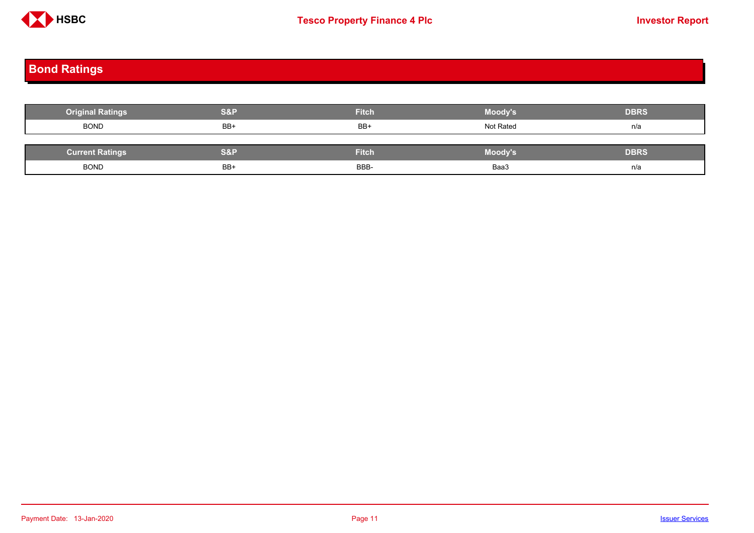# Bond Ratings

| Original Ratings | S&P | Fitch | Moody's | DBRS |
|---|---|---|---|---|
| BOND | BB+ | BB+ | Not Rated | n/a |

| Current Ratings | S&P | Fitch | Moody's | DBRS |
|---|---|---|---|---|
| BOND | BB+ | BBB- | Baa3 | n/a |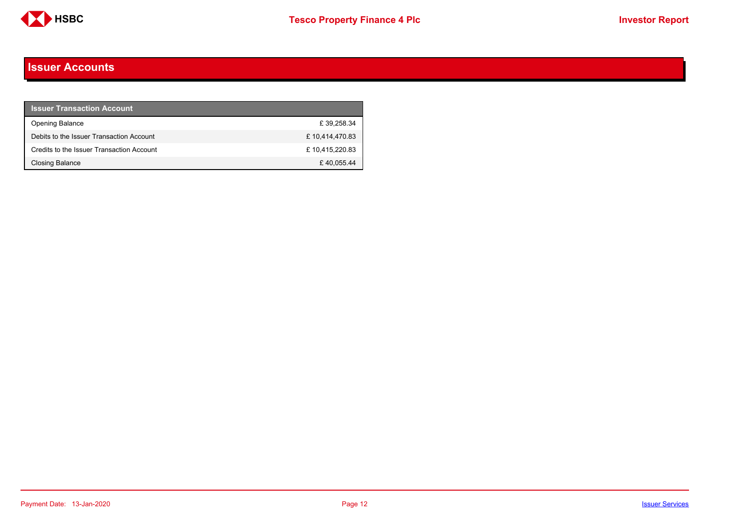# Issuer Accounts

| Issuer Transaction Account | |
|---|---|
| Opening Balance | £ 39,258.34 |
| Debits to the Issuer Transaction Account | £ 10,414,470.83 |
| Credits to the Issuer Transaction Account | £ 10,415,220.83 |
| Closing Balance | £ 40,055.44 |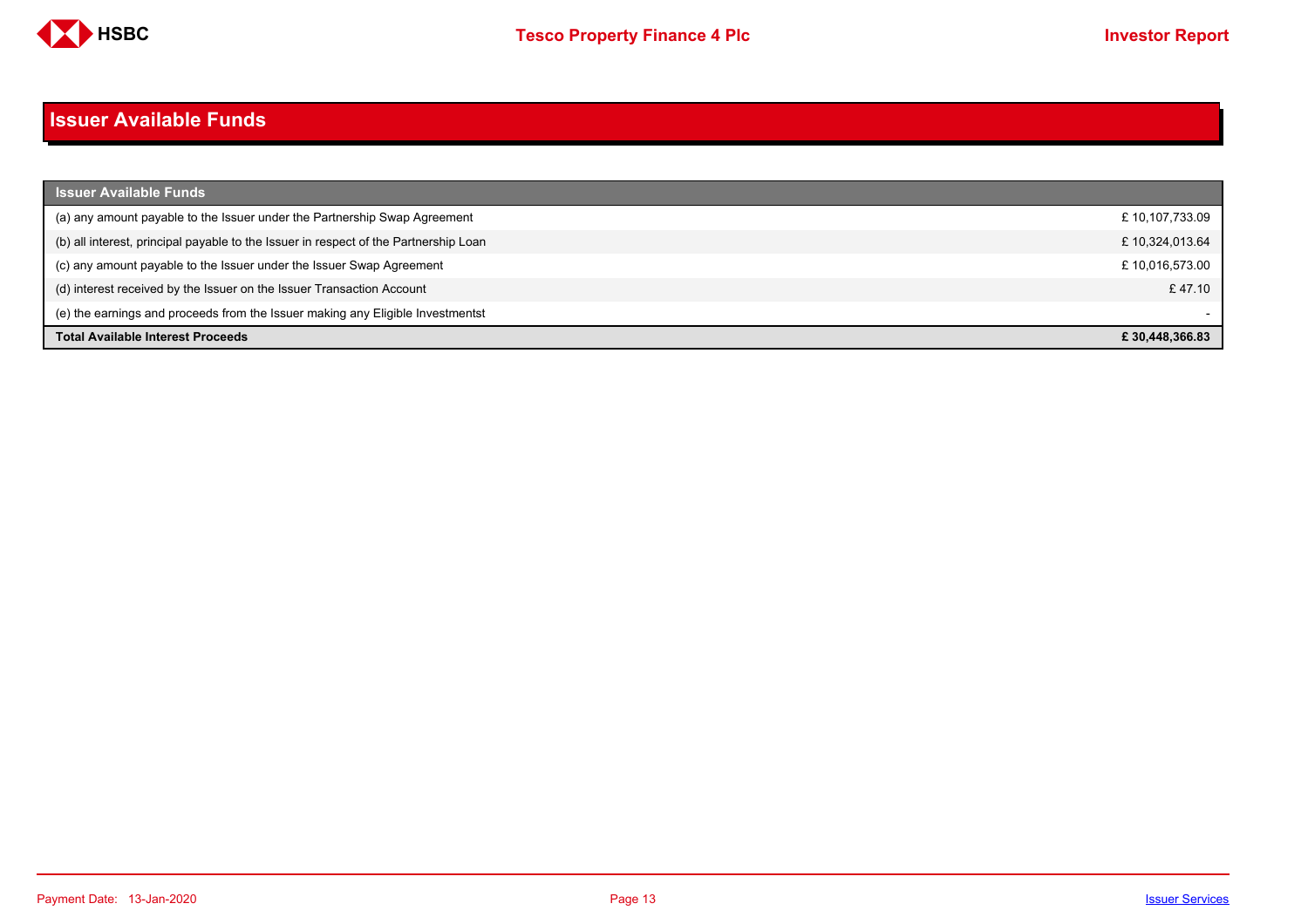# Issuer Available Funds

| Issuer Available Funds | |
|---|---|
| (a) any amount payable to the Issuer under the Partnership Swap Agreement | £ 10,107,733.09 |
| (b) all interest, principal payable to the Issuer in respect of the Partnership Loan | £ 10,324,013.64 |
| (c) any amount payable to the Issuer under the Issuer Swap Agreement | £ 10,016,573.00 |
| (d) interest received by the Issuer on the Issuer Transaction Account | £ 47.10 |
| (e) the earnings and proceeds from the Issuer making any Eligible Investmentst | - |
| **Total Available Interest Proceeds** | **£ 30,448,366.83** |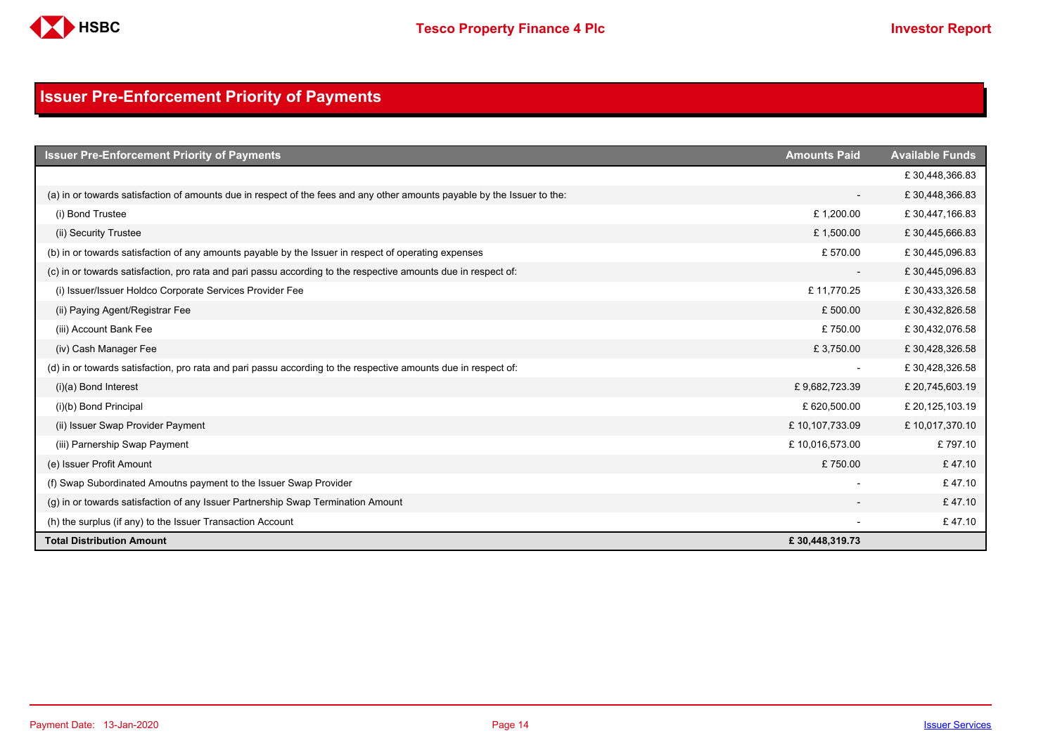# Issuer Pre-Enforcement Priority of Payments

| Issuer Pre-Enforcement Priority of Payments | Amounts Paid | Available Funds |
|---|---|---|
| | | £ 30,448,366.83 |
| (a) in or towards satisfaction of amounts due in respect of the fees and any other amounts payable by the Issuer to the: | - | £ 30,448,366.83 |
| (i) Bond Trustee | £ 1,200.00 | £ 30,447,166.83 |
| (ii) Security Trustee | £ 1,500.00 | £ 30,445,666.83 |
| (b) in or towards satisfaction of any amounts payable by the Issuer in respect of operating expenses | £ 570.00 | £ 30,445,096.83 |
| (c) in or towards satisfaction, pro rata and pari passu according to the respective amounts due in respect of: | - | £ 30,445,096.83 |
| (i) Issuer/Issuer Holdco Corporate Services Provider Fee | £ 11,770.25 | £ 30,433,326.58 |
| (ii) Paying Agent/Registrar Fee | £ 500.00 | £ 30,432,826.58 |
| (iii) Account Bank Fee | £ 750.00 | £ 30,432,076.58 |
| (iv) Cash Manager Fee | £ 3,750.00 | £ 30,428,326.58 |
| (d) in or towards satisfaction, pro rata and pari passu according to the respective amounts due in respect of: | - | £ 30,428,326.58 |
| (i)(a) Bond Interest | £ 9,682,723.39 | £ 20,745,603.19 |
| (i)(b) Bond Principal | £ 620,500.00 | £ 20,125,103.19 |
| (ii) Issuer Swap Provider Payment | £ 10,107,733.09 | £ 10,017,370.10 |
| (iii) Parnership Swap Payment | £ 10,016,573.00 | £ 797.10 |
| (e) Issuer Profit Amount | £ 750.00 | £ 47.10 |
| (f) Swap Subordinated Amoutns payment to the Issuer Swap Provider | - | £ 47.10 |
| (g) in or towards satisfaction of any Issuer Partnership Swap Termination Amount | - | £ 47.10 |
| (h) the surplus (if any) to the Issuer Transaction Account | - | £ 47.10 |
| **Total Distribution Amount** | **£ 30,448,319.73** | |

Payment Date: 13-Jan-2020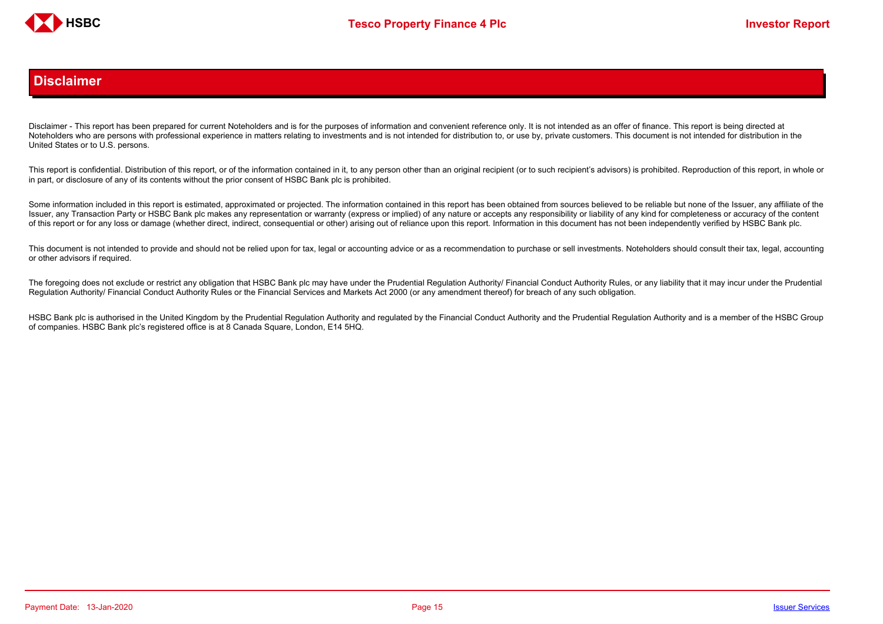## Disclaimer

Disclaimer - This report has been prepared for current Noteholders and is for the purposes of information and convenient reference only. It is not intended as an offer of finance. This report is being directed at Noteholders who are persons with professional experience in matters relating to investments and is not intended for distribution to, or use by, private customers. This document is not intended for distribution in the United States or to U.S. persons.

This report is confidential. Distribution of this report, or of the information contained in it, to any person other than an original recipient (or to such recipient's advisors) is prohibited. Reproduction of this report, in whole or in part, or disclosure of any of its contents without the prior consent of HSBC Bank plc is prohibited.

Some information included in this report is estimated, approximated or projected. The information contained in this report has been obtained from sources believed to be reliable but none of the Issuer, any affiliate of the Issuer, any Transaction Party or HSBC Bank plc makes any representation or warranty (express or implied) of any nature or accepts any responsibility or liability of any kind for completeness or accuracy of the content of this report or for any loss or damage (whether direct, indirect, consequential or other) arising out of reliance upon this report. Information in this document has not been independently verified by HSBC Bank plc.

This document is not intended to provide and should not be relied upon for tax, legal or accounting advice or as a recommendation to purchase or sell investments. Noteholders should consult their tax, legal, accounting or other advisors if required.

The foregoing does not exclude or restrict any obligation that HSBC Bank plc may have under the Prudential Regulation Authority/ Financial Conduct Authority Rules, or any liability that it may incur under the Prudential Regulation Authority/ Financial Conduct Authority Rules or the Financial Services and Markets Act 2000 (or any amendment thereof) for breach of any such obligation.

HSBC Bank plc is authorised in the United Kingdom by the Prudential Regulation Authority and regulated by the Financial Conduct Authority and the Prudential Regulation Authority and is a member of the HSBC Group of companies. HSBC Bank plc's registered office is at 8 Canada Square, London, E14 5HQ.